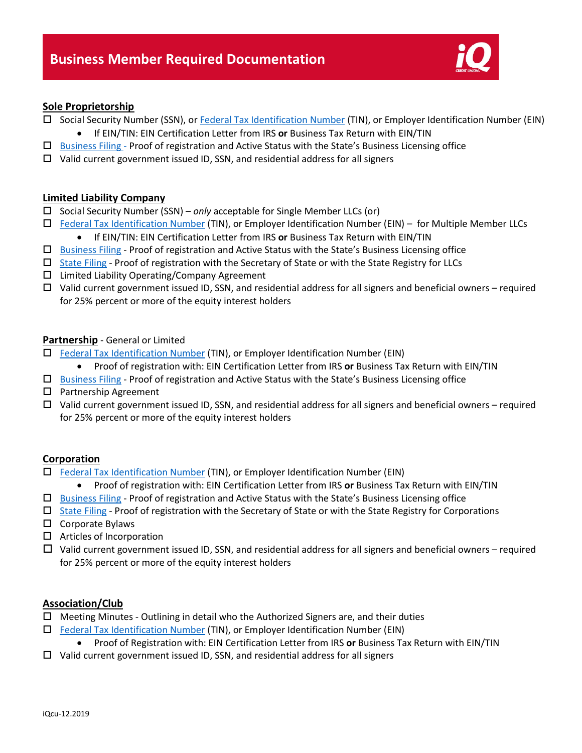# Business Member Required Documentation

## Sole Proprietorship

- ☐ Social Security Number (SSN), or Federal Tax Identification Number (TIN), or Employer Identification Number (EIN)
  - If EIN/TIN: EIN Certification Letter from IRS **or** Business Tax Return with EIN/TIN
- ☐ Business Filing - Proof of registration and Active Status with the State's Business Licensing office
- ☐ Valid current government issued ID, SSN, and residential address for all signers

## Limited Liability Company

- ☐ Social Security Number (SSN) – *only* acceptable for Single Member LLCs (or)
- ☐ Federal Tax Identification Number (TIN), or Employer Identification Number (EIN) – for Multiple Member LLCs
  - If EIN/TIN: EIN Certification Letter from IRS **or** Business Tax Return with EIN/TIN
- ☐ Business Filing - Proof of registration and Active Status with the State's Business Licensing office
- ☐ State Filing - Proof of registration with the Secretary of State or with the State Registry for LLCs
- ☐ Limited Liability Operating/Company Agreement
- ☐ Valid current government issued ID, SSN, and residential address for all signers and beneficial owners – required for 25% percent or more of the equity interest holders

## Partnership - General or Limited

- ☐ Federal Tax Identification Number (TIN), or Employer Identification Number (EIN)
  - Proof of registration with: EIN Certification Letter from IRS **or** Business Tax Return with EIN/TIN
- ☐ Business Filing - Proof of registration and Active Status with the State's Business Licensing office
- ☐ Partnership Agreement
- ☐ Valid current government issued ID, SSN, and residential address for all signers and beneficial owners – required for 25% percent or more of the equity interest holders

## Corporation

- ☐ Federal Tax Identification Number (TIN), or Employer Identification Number (EIN)
  - Proof of registration with: EIN Certification Letter from IRS **or** Business Tax Return with EIN/TIN
- ☐ Business Filing - Proof of registration and Active Status with the State's Business Licensing office
- ☐ State Filing - Proof of registration with the Secretary of State or with the State Registry for Corporations
- ☐ Corporate Bylaws
- ☐ Articles of Incorporation
- ☐ Valid current government issued ID, SSN, and residential address for all signers and beneficial owners – required for 25% percent or more of the equity interest holders

## Association/Club

- ☐ Meeting Minutes - Outlining in detail who the Authorized Signers are, and their duties
- ☐ Federal Tax Identification Number (TIN), or Employer Identification Number (EIN)
  - Proof of Registration with: EIN Certification Letter from IRS **or** Business Tax Return with EIN/TIN
- ☐ Valid current government issued ID, SSN, and residential address for all signers

iQcu-12.2019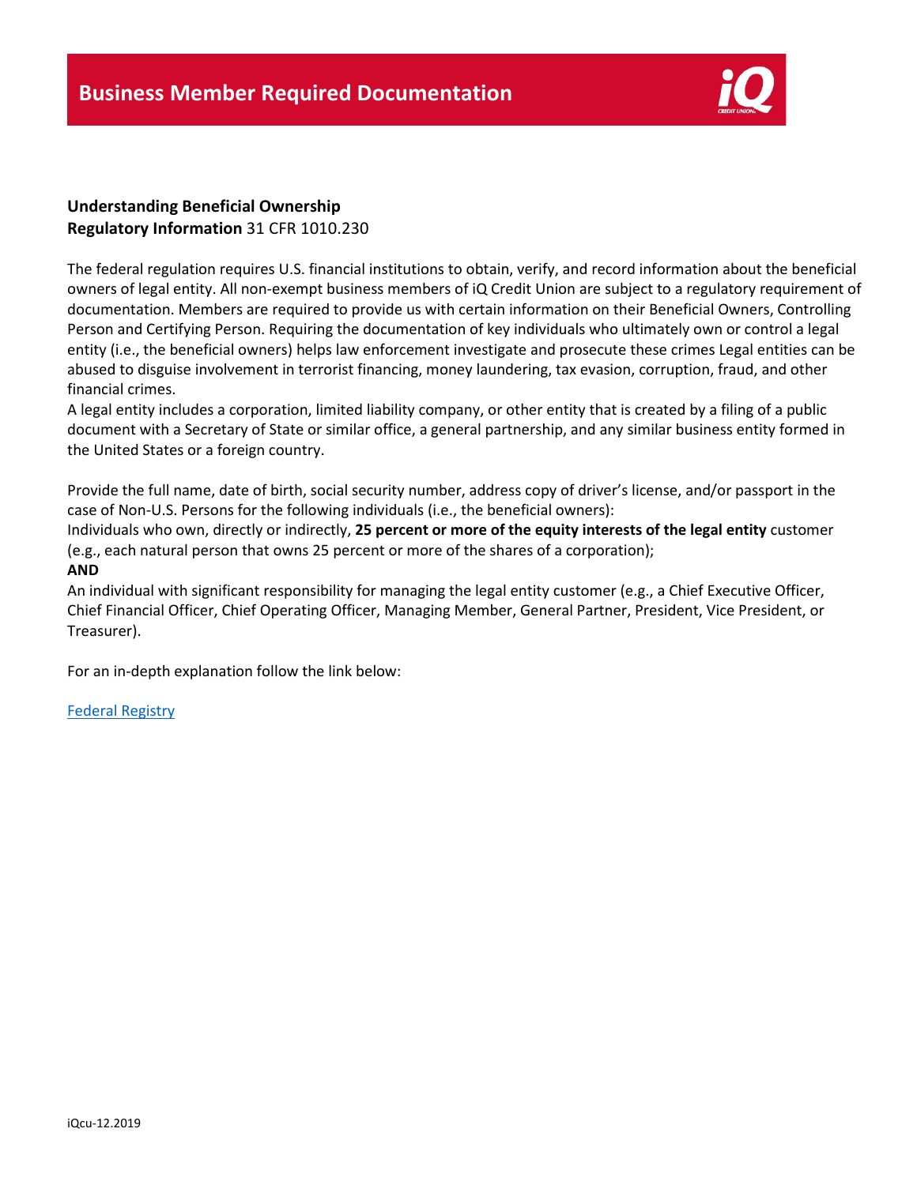# Business Member Required Documentation

**Understanding Beneficial Ownership**
**Regulatory Information** 31 CFR 1010.230

The federal regulation requires U.S. financial institutions to obtain, verify, and record information about the beneficial owners of legal entity. All non-exempt business members of iQ Credit Union are subject to a regulatory requirement of documentation. Members are required to provide us with certain information on their Beneficial Owners, Controlling Person and Certifying Person. Requiring the documentation of key individuals who ultimately own or control a legal entity (i.e., the beneficial owners) helps law enforcement investigate and prosecute these crimes Legal entities can be abused to disguise involvement in terrorist financing, money laundering, tax evasion, corruption, fraud, and other financial crimes.
A legal entity includes a corporation, limited liability company, or other entity that is created by a filing of a public document with a Secretary of State or similar office, a general partnership, and any similar business entity formed in the United States or a foreign country.

Provide the full name, date of birth, social security number, address copy of driver's license, and/or passport in the case of Non-U.S. Persons for the following individuals (i.e., the beneficial owners):
Individuals who own, directly or indirectly, **25 percent or more of the equity interests of the legal entity** customer (e.g., each natural person that owns 25 percent or more of the shares of a corporation);
**AND**
An individual with significant responsibility for managing the legal entity customer (e.g., a Chief Executive Officer, Chief Financial Officer, Chief Operating Officer, Managing Member, General Partner, President, Vice President, or Treasurer).

For an in-depth explanation follow the link below:

Federal Registry

iQcu-12.2019